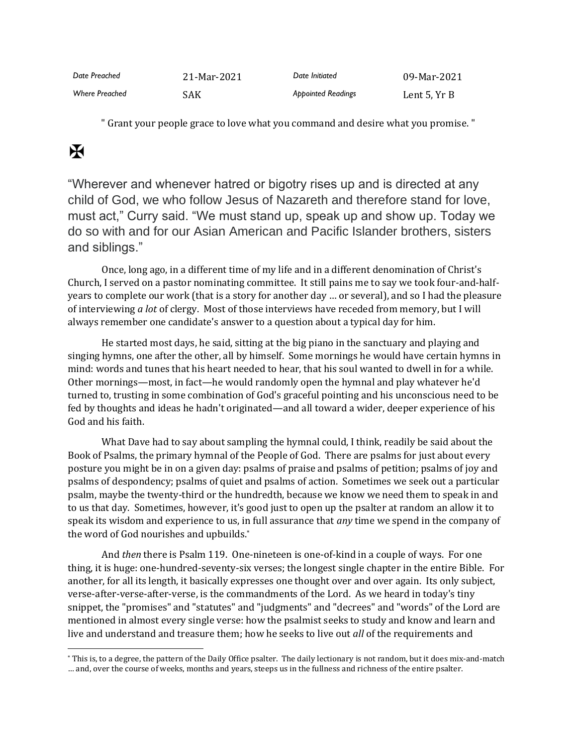| Date Preached | 21-Mar-2021 | Date Initiated | 09-Mar-2021 |
| --- | --- | --- | --- |
| Where Preached | SAK | Appointed Readings | Lent 5, Yr B |

" Grant your people grace to love what you command and desire what you promise. "

✠

“Wherever and whenever hatred or bigotry rises up and is directed at any child of God, we who follow Jesus of Nazareth and therefore stand for love, must act,” Curry said. “We must stand up, speak up and show up. Today we do so with and for our Asian American and Pacific Islander brothers, sisters and siblings.”

Once, long ago, in a different time of my life and in a different denomination of Christ's Church, I served on a pastor nominating committee. It still pains me to say we took four-and-half-years to complete our work (that is a story for another day … or several), and so I had the pleasure of interviewing *a lot* of clergy. Most of those interviews have receded from memory, but I will always remember one candidate's answer to a question about a typical day for him.

He started most days, he said, sitting at the big piano in the sanctuary and playing and singing hymns, one after the other, all by himself. Some mornings he would have certain hymns in mind: words and tunes that his heart needed to hear, that his soul wanted to dwell in for a while. Other mornings—most, in fact—he would randomly open the hymnal and play whatever he'd turned to, trusting in some combination of God's graceful pointing and his unconscious need to be fed by thoughts and ideas he hadn't originated—and all toward a wider, deeper experience of his God and his faith.

What Dave had to say about sampling the hymnal could, I think, readily be said about the Book of Psalms, the primary hymnal of the People of God. There are psalms for just about every posture you might be in on a given day: psalms of praise and psalms of petition; psalms of joy and psalms of despondency; psalms of quiet and psalms of action. Sometimes we seek out a particular psalm, maybe the twenty-third or the hundredth, because we know we need them to speak in and to us that day. Sometimes, however, it's good just to open up the psalter at random an allow it to speak its wisdom and experience to us, in full assurance that *any* time we spend in the company of the word of God nourishes and upbuilds.*

And *then* there is Psalm 119. One-nineteen is one-of-kind in a couple of ways. For one thing, it is huge: one-hundred-seventy-six verses; the longest single chapter in the entire Bible. For another, for all its length, it basically expresses one thought over and over again. Its only subject, verse-after-verse-after-verse, is the commandments of the Lord. As we heard in today's tiny snippet, the "promises" and "statutes" and "judgments" and "decrees" and "words" of the Lord are mentioned in almost every single verse: how the psalmist seeks to study and know and learn and live and understand and treasure them; how he seeks to live out *all* of the requirements and

---

* This is, to a degree, the pattern of the Daily Office psalter. The daily lectionary is not random, but it does mix-and-match … and, over the course of weeks, months and years, steeps us in the fullness and richness of the entire psalter.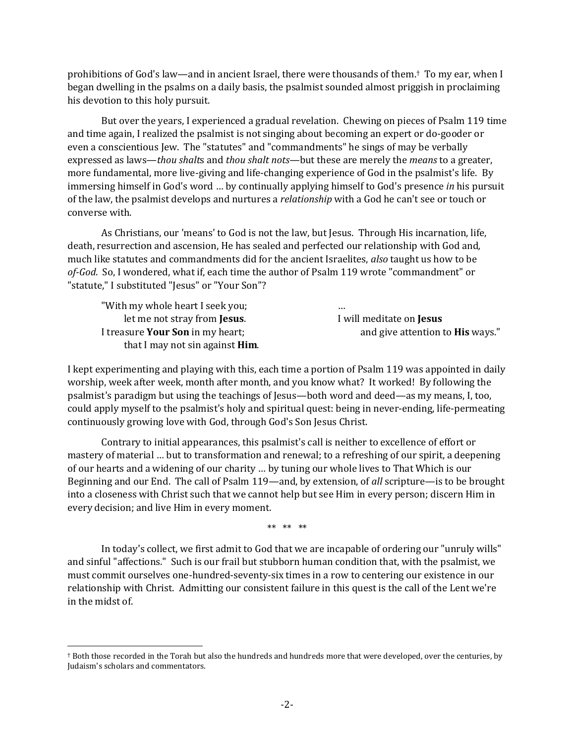prohibitions of God's law—and in ancient Israel, there were thousands of them.† To my ear, when I began dwelling in the psalms on a daily basis, the psalmist sounded almost priggish in proclaiming his devotion to this holy pursuit.

But over the years, I experienced a gradual revelation. Chewing on pieces of Psalm 119 time and time again, I realized the psalmist is not singing about becoming an expert or do-gooder or even a conscientious Jew. The "statutes" and "commandments" he sings of may be verbally expressed as laws—*thou shalt*s and *thou shalt nots*—but these are merely the *means* to a greater, more fundamental, more live-giving and life-changing experience of God in the psalmist's life. By immersing himself in God's word … by continually applying himself to God's presence *in* his pursuit of the law, the psalmist develops and nurtures a *relationship* with a God he can't see or touch or converse with.

As Christians, our 'means' to God is not the law, but Jesus. Through His incarnation, life, death, resurrection and ascension, He has sealed and perfected our relationship with God and, much like statutes and commandments did for the ancient Israelites, *also* taught us how to be *of-God*. So, I wondered, what if, each time the author of Psalm 119 wrote "commandment" or "statute," I substituted "Jesus" or "Your Son"?

> "With my whole heart I seek you;
> let me not stray from **Jesus**.
> I treasure **Your Son** in my heart;
> that I may not sin against **Him**.
> …
> I will meditate on **Jesus**
> and give attention to **His** ways."

I kept experimenting and playing with this, each time a portion of Psalm 119 was appointed in daily worship, week after week, month after month, and you know what? It worked! By following the psalmist's paradigm but using the teachings of Jesus—both word and deed—as my means, I, too, could apply myself to the psalmist's holy and spiritual quest: being in never-ending, life-permeating continuously growing love with God, through God's Son Jesus Christ.

Contrary to initial appearances, this psalmist's call is neither to excellence of effort or mastery of material … but to transformation and renewal; to a refreshing of our spirit, a deepening of our hearts and a widening of our charity … by tuning our whole lives to That Which is our Beginning and our End. The call of Psalm 119—and, by extension, of *all* scripture—is to be brought into a closeness with Christ such that we cannot help but see Him in every person; discern Him in every decision; and live Him in every moment.

** ** **

In today's collect, we first admit to God that we are incapable of ordering our "unruly wills" and sinful "affections." Such is our frail but stubborn human condition that, with the psalmist, we must commit ourselves one-hundred-seventy-six times in a row to centering our existence in our relationship with Christ. Admitting our consistent failure in this quest is the call of the Lent we're in the midst of.

---

† Both those recorded in the Torah but also the hundreds and hundreds more that were developed, over the centuries, by Judaism's scholars and commentators.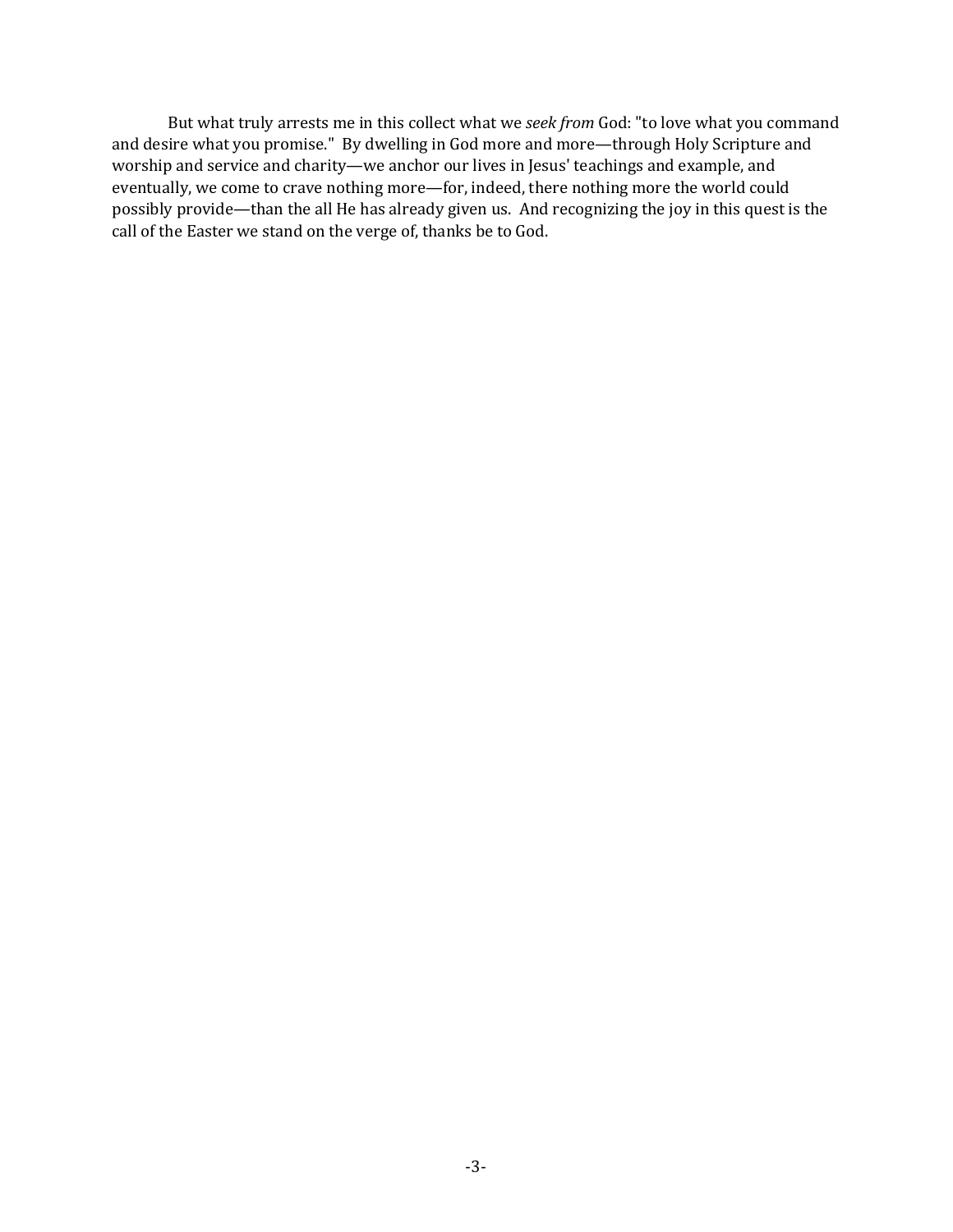But what truly arrests me in this collect what we *seek from* God: "to love what you command and desire what you promise." By dwelling in God more and more—through Holy Scripture and worship and service and charity—we anchor our lives in Jesus' teachings and example, and eventually, we come to crave nothing more—for, indeed, there nothing more the world could possibly provide—than the all He has already given us. And recognizing the joy in this quest is the call of the Easter we stand on the verge of, thanks be to God.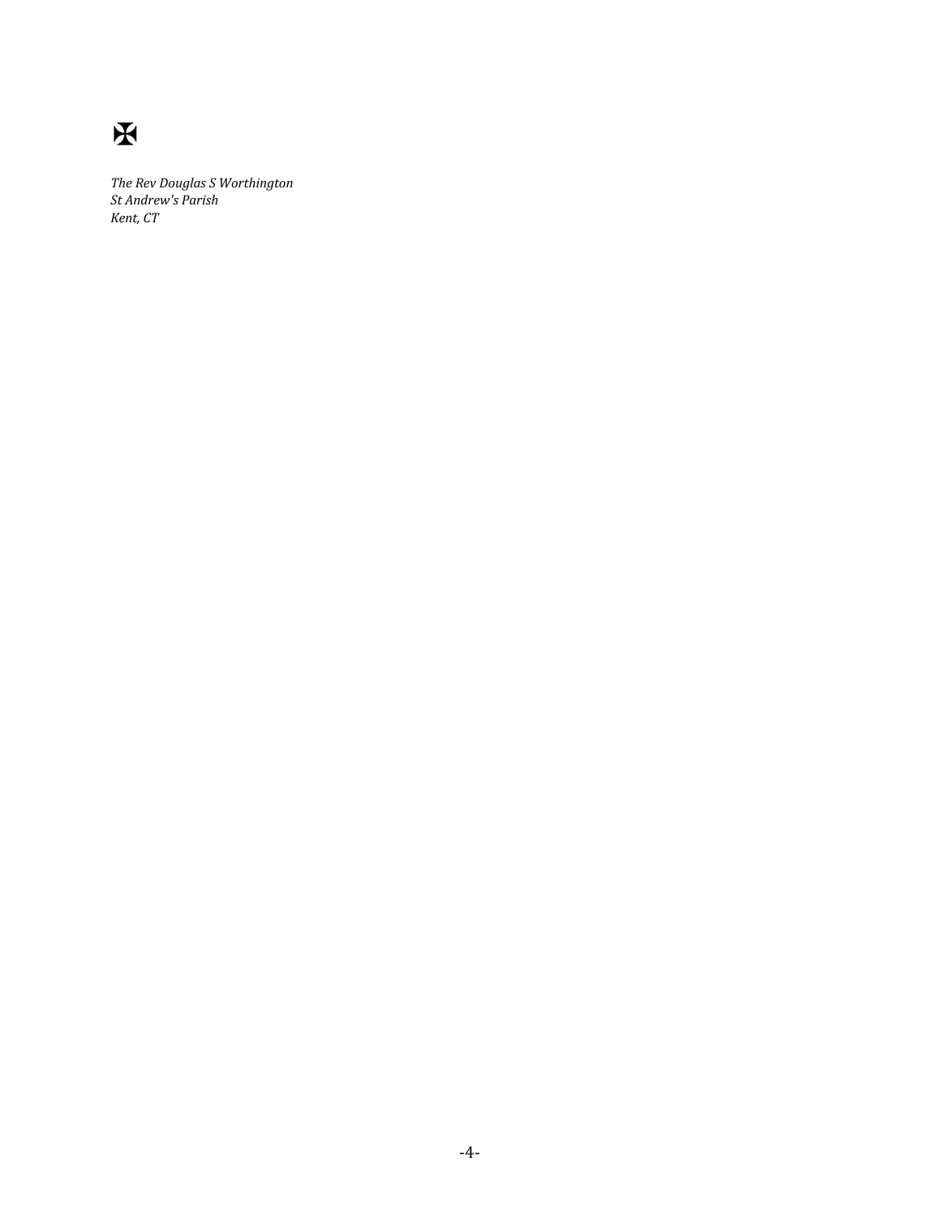✠

*The Rev Douglas S Worthington*
*St Andrew's Parish*
*Kent, CT*